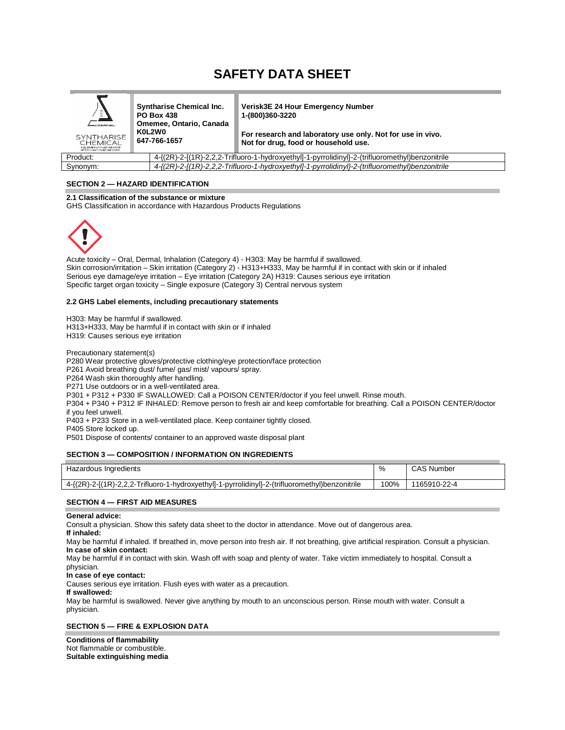# SAFETY DATA SHEET

| SYNTHARISE CHEMICAL | **Syntharise Chemical Inc.** **PO Box 438** **Omemee, Ontario, Canada** **K0L2W0** **647-766-1657** | **Verisk3E 24 Hour Emergency Number** **1-(800)360-3220** **For research and laboratory use only. Not for use in vivo.** **Not for drug, food or household use.** |
|---|---|---|

| Product: | 4-{(2R)-2-[(1R)-2,2,2-Trifluoro-1-hydroxyethyl]-1-pyrrolidinyl}-2-(trifluoromethyl)benzonitrile |
|---|---|
| Synonym: | *4-{(2R)-2-[(1R)-2,2,2-Trifluoro-1-hydroxyethyl]-1-pyrrolidinyl}-2-(trifluoromethyl)benzonitrile* |

## SECTION 2 — HAZARD IDENTIFICATION

**2.1 Classification of the substance or mixture**

GHS Classification in accordance with Hazardous Products Regulations

Acute toxicity – Oral, Dermal, Inhalation (Category 4) - H303: May be harmful if swallowed.
Skin corrosion/irritation – Skin irritation (Category 2) - H313+H333, May be harmful if in contact with skin or if inhaled
Serious eye damage/eye irritation – Eye irritation (Category 2A) H319: Causes serious eye irritation
Specific target organ toxicity – Single exposure (Category 3) Central nervous system

**2.2 GHS Label elements, including precautionary statements**

H303: May be harmful if swallowed.
H313+H333, May be harmful if in contact with skin or if inhaled
H319: Causes serious eye irritation

Precautionary statement(s)
P280 Wear protective gloves/protective clothing/eye protection/face protection
P261 Avoid breathing dust/ fume/ gas/ mist/ vapours/ spray.
P264 Wash skin thoroughly after handling.
P271 Use outdoors or in a well-ventilated area.
P301 + P312 + P330 IF SWALLOWED: Call a POISON CENTER/doctor if you feel unwell. Rinse mouth.
P304 + P340 + P312 IF INHALED: Remove person to fresh air and keep comfortable for breathing. Call a POISON CENTER/doctor if you feel unwell.
P403 + P233 Store in a well-ventilated place. Keep container tightly closed.
P405 Store locked up.
P501 Dispose of contents/ container to an approved waste disposal plant

## SECTION 3 — COMPOSITION / INFORMATION ON INGREDIENTS

| Hazardous Ingredients | % | CAS Number |
|---|---|---|
| 4-{(2R)-2-[(1R)-2,2,2-Trifluoro-1-hydroxyethyl]-1-pyrrolidinyl}-2-(trifluoromethyl)benzonitrile | 100% | 1165910-22-4 |

## SECTION 4 — FIRST AID MEASURES

**General advice:**
Consult a physician. Show this safety data sheet to the doctor in attendance. Move out of dangerous area.
**If inhaled:**
May be harmful if inhaled. If breathed in, move person into fresh air. If not breathing, give artificial respiration. Consult a physician.
**In case of skin contact:**
May be harmful if in contact with skin. Wash off with soap and plenty of water. Take victim immediately to hospital. Consult a physician.
**In case of eye contact:**
Causes serious eye irritation. Flush eyes with water as a precaution.
**If swallowed:**
May be harmful is swallowed. Never give anything by mouth to an unconscious person. Rinse mouth with water. Consult a physician.

## SECTION 5 — FIRE & EXPLOSION DATA

**Conditions of flammability**
Not flammable or combustible.
**Suitable extinguishing media**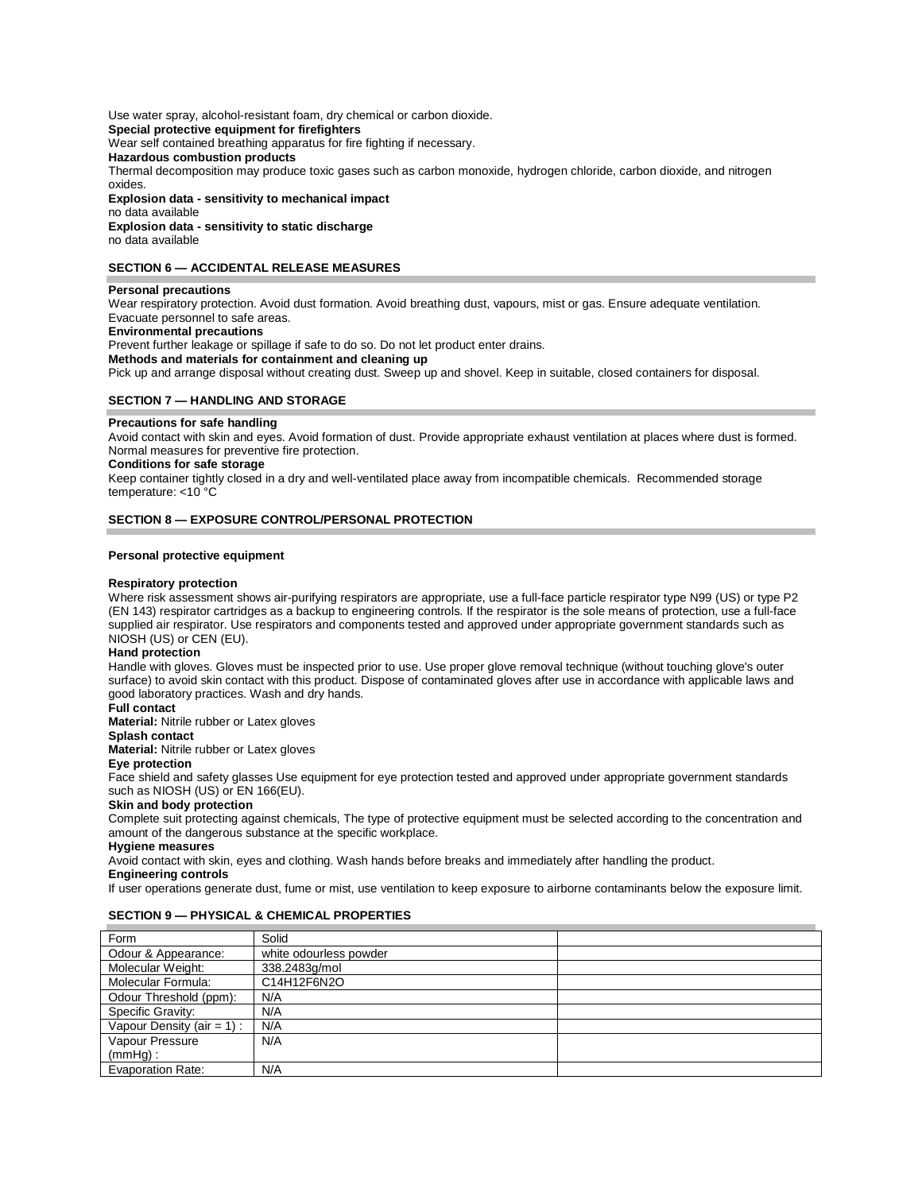Use water spray, alcohol-resistant foam, dry chemical or carbon dioxide.

**Special protective equipment for firefighters**

Wear self contained breathing apparatus for fire fighting if necessary.

**Hazardous combustion products**

Thermal decomposition may produce toxic gases such as carbon monoxide, hydrogen chloride, carbon dioxide, and nitrogen oxides.

**Explosion data - sensitivity to mechanical impact**

no data available

**Explosion data - sensitivity to static discharge**

no data available

## SECTION 6 — ACCIDENTAL RELEASE MEASURES

**Personal precautions**

Wear respiratory protection. Avoid dust formation. Avoid breathing dust, vapours, mist or gas. Ensure adequate ventilation. Evacuate personnel to safe areas.

**Environmental precautions**

Prevent further leakage or spillage if safe to do so. Do not let product enter drains.

**Methods and materials for containment and cleaning up**

Pick up and arrange disposal without creating dust. Sweep up and shovel. Keep in suitable, closed containers for disposal.

## SECTION 7 — HANDLING AND STORAGE

**Precautions for safe handling**

Avoid contact with skin and eyes. Avoid formation of dust. Provide appropriate exhaust ventilation at places where dust is formed. Normal measures for preventive fire protection.

**Conditions for safe storage**

Keep container tightly closed in a dry and well-ventilated place away from incompatible chemicals. Recommended storage temperature: <10 °C

## SECTION 8 — EXPOSURE CONTROL/PERSONAL PROTECTION

**Personal protective equipment**

**Respiratory protection**

Where risk assessment shows air-purifying respirators are appropriate, use a full-face particle respirator type N99 (US) or type P2 (EN 143) respirator cartridges as a backup to engineering controls. If the respirator is the sole means of protection, use a full-face supplied air respirator. Use respirators and components tested and approved under appropriate government standards such as NIOSH (US) or CEN (EU).

**Hand protection**

Handle with gloves. Gloves must be inspected prior to use. Use proper glove removal technique (without touching glove's outer surface) to avoid skin contact with this product. Dispose of contaminated gloves after use in accordance with applicable laws and good laboratory practices. Wash and dry hands.

**Full contact**

**Material:** Nitrile rubber or Latex gloves

**Splash contact**

**Material:** Nitrile rubber or Latex gloves

**Eye protection**

Face shield and safety glasses Use equipment for eye protection tested and approved under appropriate government standards such as NIOSH (US) or EN 166(EU).

**Skin and body protection**

Complete suit protecting against chemicals, The type of protective equipment must be selected according to the concentration and amount of the dangerous substance at the specific workplace.

**Hygiene measures**

Avoid contact with skin, eyes and clothing. Wash hands before breaks and immediately after handling the product.

**Engineering controls**

If user operations generate dust, fume or mist, use ventilation to keep exposure to airborne contaminants below the exposure limit.

## SECTION 9 — PHYSICAL & CHEMICAL PROPERTIES

| Form | Solid | |
|---|---|---|
| Odour & Appearance: | white odourless powder | |
| Molecular Weight: | 338.2483g/mol | |
| Molecular Formula: | $C_{14}H_{12}F_6N_2O$ | |
| Odour Threshold (ppm): | N/A | |
| Specific Gravity: | N/A | |
| Vapour Density (air = 1) : | N/A | |
| Vapour Pressure (mmHg) : | N/A | |
| Evaporation Rate: | N/A | |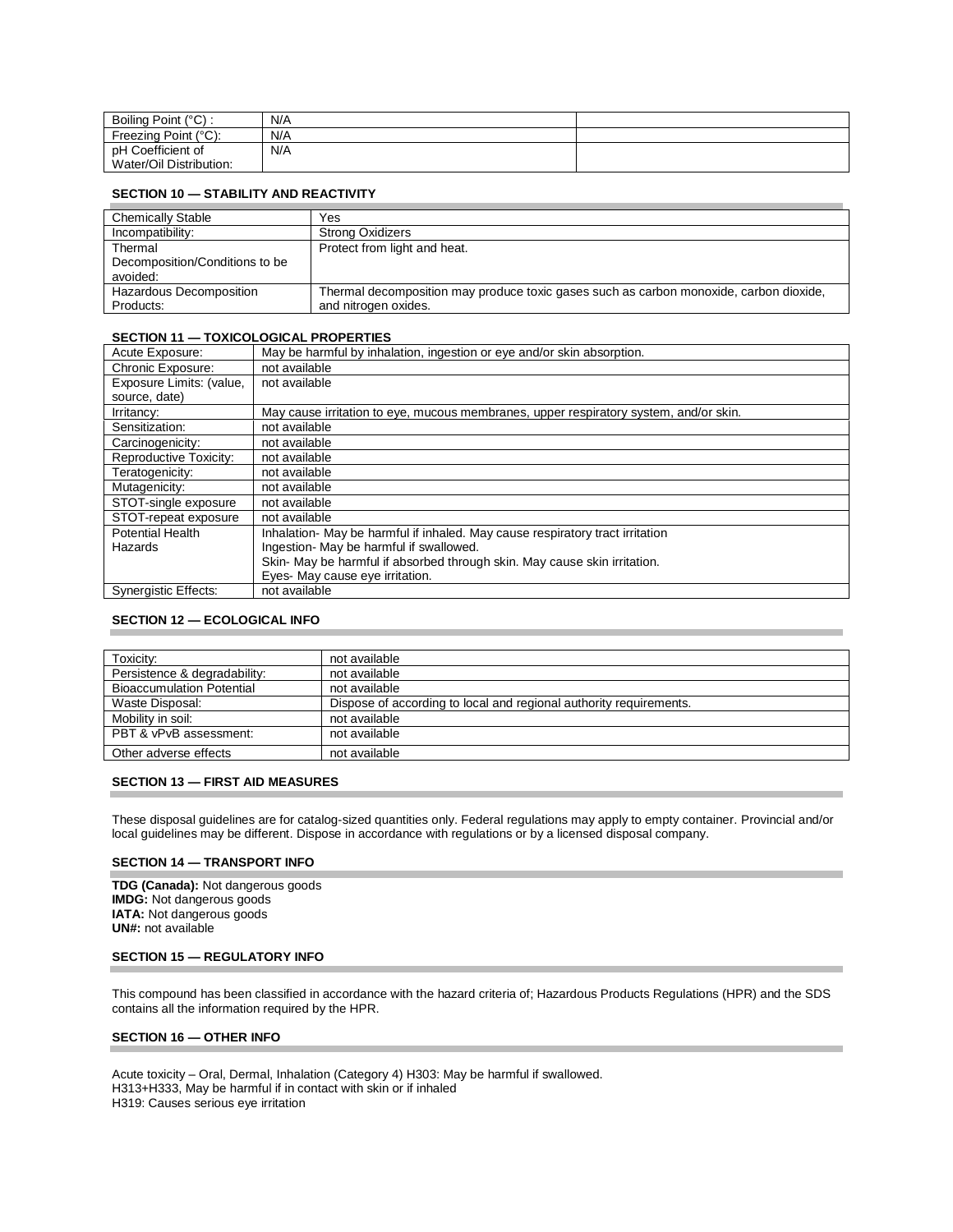| Boiling Point (°C) : | N/A | |
| --- | --- | --- |
| Freezing Point (°C): | N/A | |
| pH Coefficient of Water/Oil Distribution: | N/A | |

## SECTION 10 — STABILITY AND REACTIVITY

| Chemically Stable | Yes |
| --- | --- |
| Incompatibility: | Strong Oxidizers |
| Thermal Decomposition/Conditions to be avoided: | Protect from light and heat. |
| Hazardous Decomposition Products: | Thermal decomposition may produce toxic gases such as carbon monoxide, carbon dioxide, and nitrogen oxides. |

## SECTION 11 — TOXICOLOGICAL PROPERTIES

| Acute Exposure: | May be harmful by inhalation, ingestion or eye and/or skin absorption. |
| --- | --- |
| Chronic Exposure: | not available |
| Exposure Limits: (value, source, date) | not available |
| Irritancy: | May cause irritation to eye, mucous membranes, upper respiratory system, and/or skin. |
| Sensitization: | not available |
| Carcinogenicity: | not available |
| Reproductive Toxicity: | not available |
| Teratogenicity: | not available |
| Mutagenicity: | not available |
| STOT-single exposure | not available |
| STOT-repeat exposure | not available |
| Potential Health Hazards | Inhalation- May be harmful if inhaled. May cause respiratory tract irritation<br>Ingestion- May be harmful if swallowed.<br>Skin- May be harmful if absorbed through skin. May cause skin irritation.<br>Eyes- May cause eye irritation. |
| Synergistic Effects: | not available |

## SECTION 12 — ECOLOGICAL INFO

| Toxicity: | not available |
| --- | --- |
| Persistence & degradability: | not available |
| Bioaccumulation Potential | not available |
| Waste Disposal: | Dispose of according to local and regional authority requirements. |
| Mobility in soil: | not available |
| PBT & vPvB assessment: | not available |
| Other adverse effects | not available |

## SECTION 13 — FIRST AID MEASURES

These disposal guidelines are for catalog-sized quantities only. Federal regulations may apply to empty container. Provincial and/or local guidelines may be different. Dispose in accordance with regulations or by a licensed disposal company.

## SECTION 14 — TRANSPORT INFO

**TDG (Canada):** Not dangerous goods
**IMDG:** Not dangerous goods
**IATA:** Not dangerous goods
**UN#:** not available

## SECTION 15 — REGULATORY INFO

This compound has been classified in accordance with the hazard criteria of; Hazardous Products Regulations (HPR) and the SDS contains all the information required by the HPR.

## SECTION 16 — OTHER INFO

Acute toxicity – Oral, Dermal, Inhalation (Category 4) H303: May be harmful if swallowed.
H313+H333, May be harmful if in contact with skin or if inhaled
H319: Causes serious eye irritation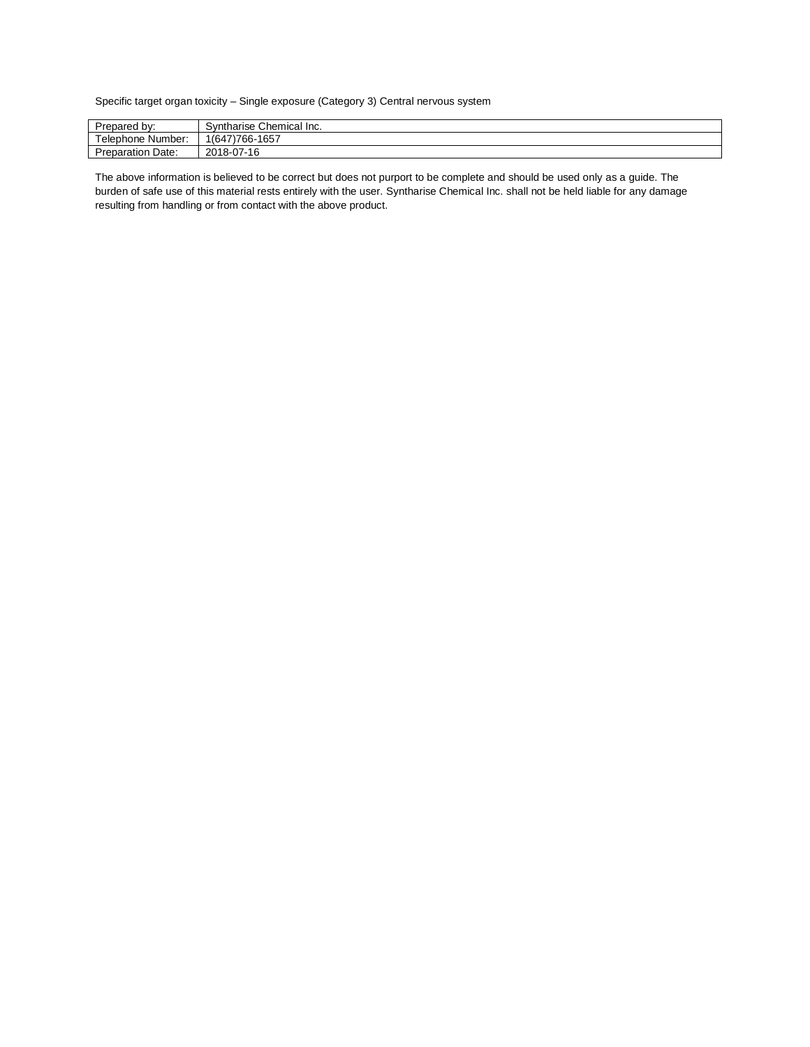Specific target organ toxicity – Single exposure (Category 3) Central nervous system

| | |
|---|---|
| Prepared by: | Syntharise Chemical Inc. |
| Telephone Number: | 1(647)766-1657 |
| Preparation Date: | 2018-07-16 |

The above information is believed to be correct but does not purport to be complete and should be used only as a guide. The burden of safe use of this material rests entirely with the user. Syntharise Chemical Inc. shall not be held liable for any damage resulting from handling or from contact with the above product.